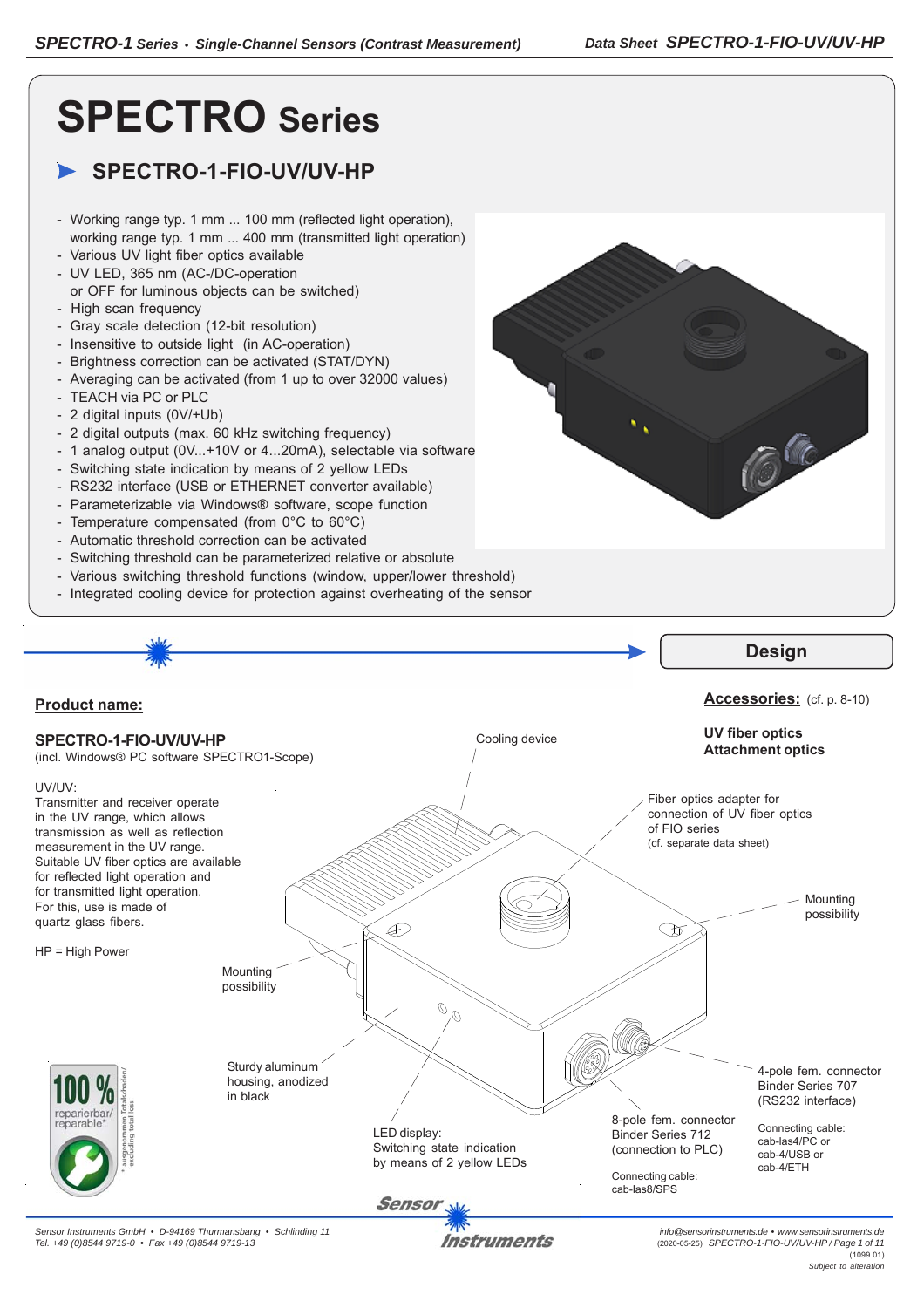# SPECTRO Series

## SPECTRO-1-FIO-UV/UV-HP

- Working range typ. 1 mm ... 100 mm (reflected light operation), working range typ. 1 mm ... 400 mm (transmitted light operation)
- Various UV light fiber optics available
- UV LED, 365 nm (AC-/DC-operation or OFF for luminous objects can be switched)
- High scan frequency
- Gray scale detection (12-bit resolution)
- Insensitive to outside light (in AC-operation)
- Brightness correction can be activated (STAT/DYN)
- Averaging can be activated (from 1 up to over 32000 values)
- TEACH via PC or PLC
- 2 digital inputs (0V/+Ub)
- 2 digital outputs (max. 60 kHz switching frequency)
- 1 analog output (0V...+10V or 4...20mA), selectable via software
- Switching state indication by means of 2 yellow LEDs
- RS232 interface (USB or ETHERNET converter available)
- Parameterizable via Windows® software, scope function
- Temperature compensated (from 0°C to 60°C)
- Automatic threshold correction can be activated
- Switching threshold can be parameterized relative or absolute
- Various switching threshold functions (window, upper/lower threshold)
- Integrated cooling device for protection against overheating of the sensor

## Design

**Product name:**

**SPECTRO-1-FIO-UV/UV-HP**
(incl. Windows® PC software SPECTRO1-Scope)

UV/UV:
Transmitter and receiver operate in the UV range, which allows transmission as well as reflection measurement in the UV range. Suitable UV fiber optics are available for reflected light operation and for transmitted light operation. For this, use is made of quartz glass fibers.

HP = High Power

**Accessories:** (cf. p. 8-10)

**UV fiber optics**
**Attachment optics**

Cooling device

Fiber optics adapter for connection of UV fiber optics of FIO series
(cf. separate data sheet)

Mounting possibility

Mounting possibility

Sturdy aluminum housing, anodized in black

LED display:
Switching state indication by means of 2 yellow LEDs

8-pole fem. connector Binder Series 712 (connection to PLC)

Connecting cable:
cab-las8/SPS

4-pole fem. connector Binder Series 707 (RS232 interface)

Connecting cable:
cab-las4/PC or
cab-4/USB or
cab-4/ETH

100 % reparierbar/ reparable*
* ausgenommen Totalschaden/ excluding total loss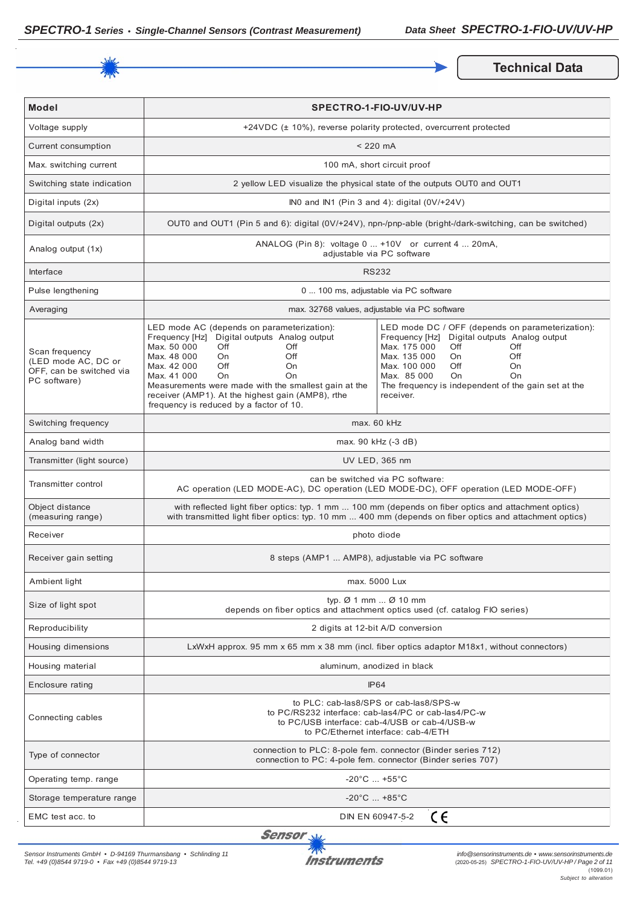## Technical Data

| Model | SPECTRO-1-FIO-UV/UV-HP | |
|---|---|---|
| Voltage supply | +24VDC (± 10%), reverse polarity protected, overcurrent protected | |
| Current consumption | < 220 mA | |
| Max. switching current | 100 mA, short circuit proof | |
| Switching state indication | 2 yellow LED visualize the physical state of the outputs OUT0 and OUT1 | |
| Digital inputs (2x) | IN0 and IN1 (Pin 3 and 4): digital (0V/+24V) | |
| Digital outputs (2x) | OUT0 and OUT1 (Pin 5 and 6): digital (0V/+24V), npn-/pnp-able (bright-/dark-switching, can be switched) | |
| Analog output (1x) | ANALOG (Pin 8): voltage 0 ... +10V or current 4 ... 20mA, adjustable via PC software | |
| Interface | RS232 | |
| Pulse lengthening | 0 ... 100 ms, adjustable via PC software | |
| Averaging | max. 32768 values, adjustable via PC software | |
| Scan frequency (LED mode AC, DC or OFF, can be switched via PC software) | LED mode AC (depends on parameterization):<br>Frequency [Hz] Digital outputs Analog output<br>Max. 50 000 Off Off<br>Max. 48 000 On Off<br>Max. 42 000 Off On<br>Max. 41 000 On On<br>Measurements were made with the smallest gain at the receiver (AMP1). At the highest gain (AMP8), rthe frequency is reduced by a factor of 10. | LED mode DC / OFF (depends on parameterization):<br>Frequency [Hz] Digital outputs Analog output<br>Max. 175 000 Off Off<br>Max. 135 000 On Off<br>Max. 100 000 Off On<br>Max. 85 000 On On<br>The frequency is independent of the gain set at the receiver. |
| Switching frequency | max. 60 kHz | |
| Analog band width | max. 90 kHz (-3 dB) | |
| Transmitter (light source) | UV LED, 365 nm | |
| Transmitter control | can be switched via PC software:<br>AC operation (LED MODE-AC), DC operation (LED MODE-DC), OFF operation (LED MODE-OFF) | |
| Object distance (measuring range) | with reflected light fiber optics: typ. 1 mm ... 100 mm (depends on fiber optics and attachment optics)<br>with transmitted light fiber optics: typ. 10 mm ... 400 mm (depends on fiber optics and attachment optics) | |
| Receiver | photo diode | |
| Receiver gain setting | 8 steps (AMP1 ... AMP8), adjustable via PC software | |
| Ambient light | max. 5000 Lux | |
| Size of light spot | typ. Ø 1 mm ... Ø 10 mm<br>depends on fiber optics and attachment optics used (cf. catalog FIO series) | |
| Reproducibility | 2 digits at 12-bit A/D conversion | |
| Housing dimensions | LxWxH approx. 95 mm x 65 mm x 38 mm (incl. fiber optics adaptor M18x1, without connectors) | |
| Housing material | aluminum, anodized in black | |
| Enclosure rating | IP64 | |
| Connecting cables | to PLC: cab-las8/SPS or cab-las8/SPS-w<br>to PC/RS232 interface: cab-las4/PC or cab-las4/PC-w<br>to PC/USB interface: cab-4/USB or cab-4/USB-w<br>to PC/Ethernet interface: cab-4/ETH | |
| Type of connector | connection to PLC: 8-pole fem. connector (Binder series 712)<br>connection to PC: 4-pole fem. connector (Binder series 707) | |
| Operating temp. range | -20°C ... +55°C | |
| Storage temperature range | -20°C ... +85°C | |
| EMC test acc. to | DIN EN 60947-5-2 CE | |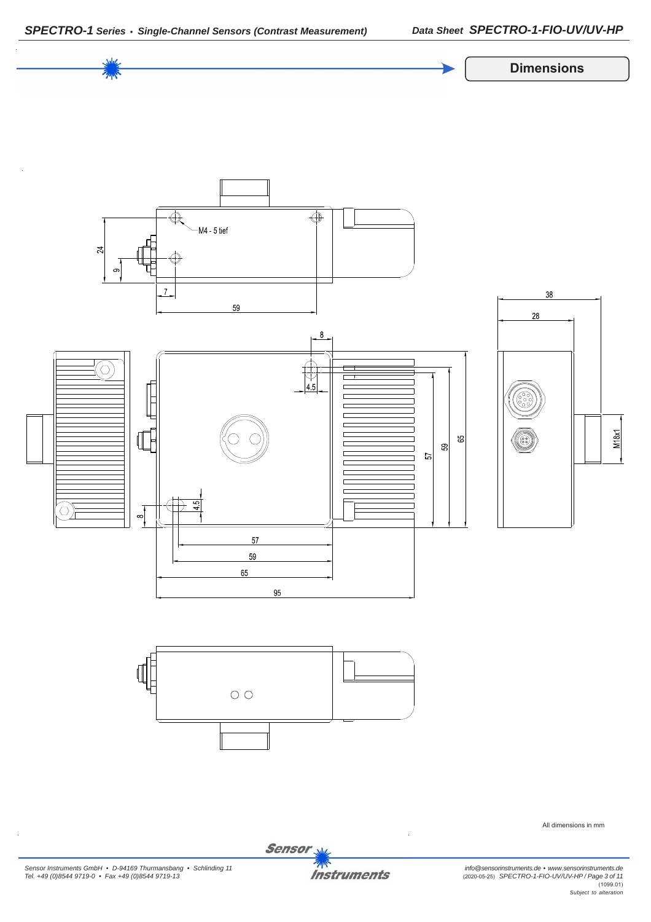## Dimensions

M4 - 5 tief

All dimensions in mm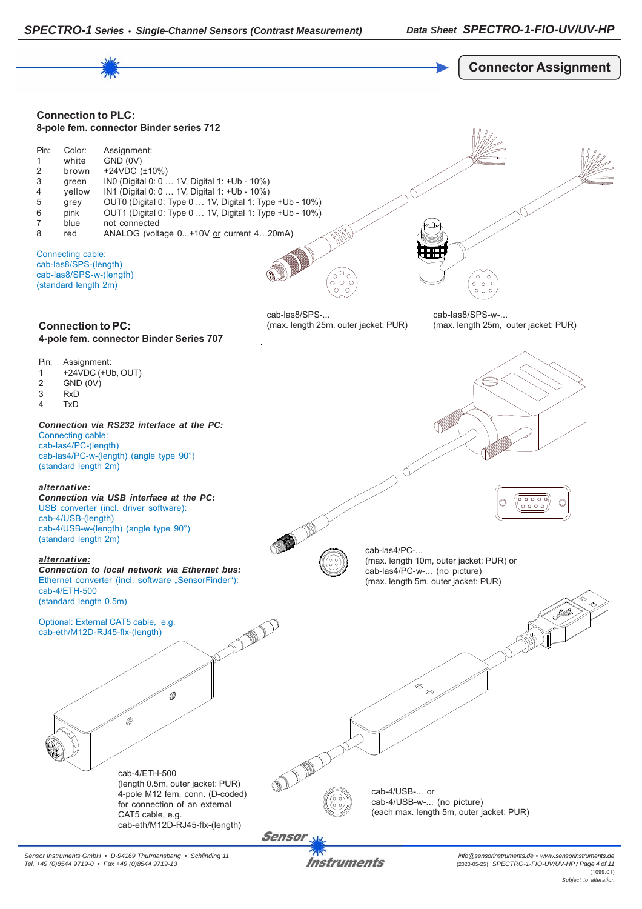## Connector Assignment

### Connection to PLC:

**8-pole fem. connector Binder series 712**

| Pin: | Color: | Assignment: |
|---|---|---|
| 1 | white | GND (0V) |
| 2 | brown | +24VDC (±10%) |
| 3 | green | IN0 (Digital 0: 0 … 1V, Digital 1: +Ub - 10%) |
| 4 | yellow | IN1 (Digital 0: 0 … 1V, Digital 1: +Ub - 10%) |
| 5 | grey | OUT0 (Digital 0: Type 0 … 1V, Digital 1: Type +Ub - 10%) |
| 6 | pink | OUT1 (Digital 0: Type 0 … 1V, Digital 1: Type +Ub - 10%) |
| 7 | blue | not connected |
| 8 | red | ANALOG (voltage 0...+10V or current 4…20mA) |

Connecting cable:
cab-las8/SPS-(length)
cab-las8/SPS-w-(length)
(standard length 2m)

cab-las8/SPS-...
(max. length 25m, outer jacket: PUR)

cab-las8/SPS-w-...
(max. length 25m, outer jacket: PUR)

### Connection to PC:

**4-pole fem. connector Binder Series 707**

| Pin: | Assignment: |
|---|---|
| 1 | +24VDC (+Ub, OUT) |
| 2 | GND (0V) |
| 3 | RxD |
| 4 | TxD |

***Connection via RS232 interface at the PC:***
Connecting cable:
cab-las4/PC-(length)
cab-las4/PC-w-(length) (angle type 90°)
(standard length 2m)

***alternative:***
***Connection via USB interface at the PC:***
USB converter (incl. driver software):
cab-4/USB-(length)
cab-4/USB-w-(length) (angle type 90°)
(standard length 2m)

***alternative:***
***Connection to local network via Ethernet bus:***
Ethernet converter (incl. software „SensorFinder"):
cab-4/ETH-500
(standard length 0.5m)

Optional: External CAT5 cable, e.g.
cab-eth/M12D-RJ45-flx-(length)

cab-las4/PC-...
(max. length 10m, outer jacket: PUR) or
cab-las4/PC-w-... (no picture)
(max. length 5m, outer jacket: PUR)

cab-4/ETH-500
(length 0.5m, outer jacket: PUR)
4-pole M12 fem. conn. (D-coded)
for connection of an external
CAT5 cable, e.g.
cab-eth/M12D-RJ45-flx-(length)

cab-4/USB-... or
cab-4/USB-w-... (no picture)
(each max. length 5m, outer jacket: PUR)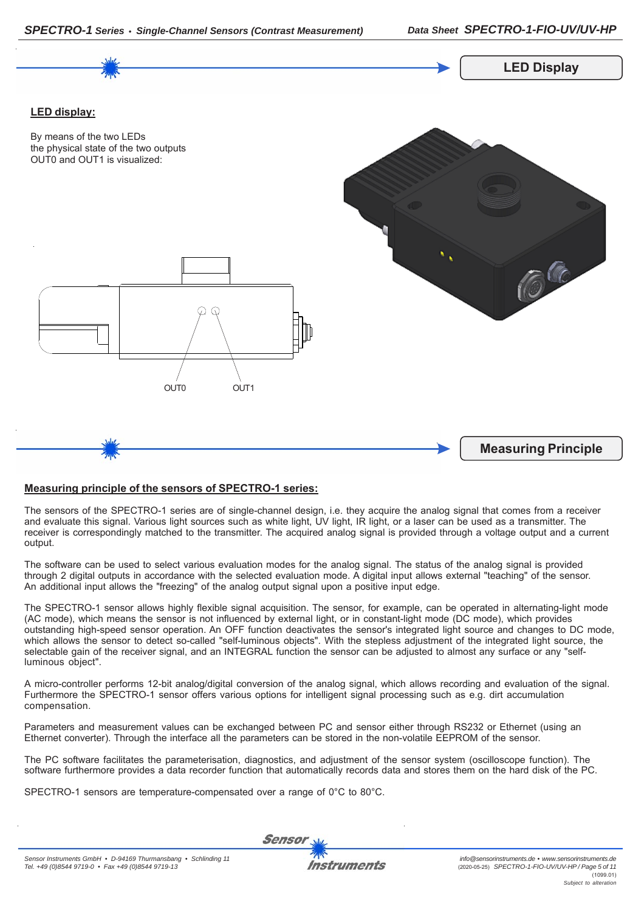## LED Display

**LED display:**

By means of the two LEDs
the physical state of the two outputs
OUT0 and OUT1 is visualized:

OUT0 OUT1

## Measuring Principle

**Measuring principle of the sensors of SPECTRO-1 series:**

The sensors of the SPECTRO-1 series are of single-channel design, i.e. they acquire the analog signal that comes from a receiver and evaluate this signal. Various light sources such as white light, UV light, IR light, or a laser can be used as a transmitter. The receiver is correspondingly matched to the transmitter. The acquired analog signal is provided through a voltage output and a current output.

The software can be used to select various evaluation modes for the analog signal. The status of the analog signal is provided through 2 digital outputs in accordance with the selected evaluation mode. A digital input allows external "teaching" of the sensor. An additional input allows the "freezing" of the analog output signal upon a positive input edge.

The SPECTRO-1 sensor allows highly flexible signal acquisition. The sensor, for example, can be operated in alternating-light mode (AC mode), which means the sensor is not influenced by external light, or in constant-light mode (DC mode), which provides outstanding high-speed sensor operation. An OFF function deactivates the sensor's integrated light source and changes to DC mode, which allows the sensor to detect so-called "self-luminous objects". With the stepless adjustment of the integrated light source, the selectable gain of the receiver signal, and an INTEGRAL function the sensor can be adjusted to almost any surface or any "self-luminous object".

A micro-controller performs 12-bit analog/digital conversion of the analog signal, which allows recording and evaluation of the signal. Furthermore the SPECTRO-1 sensor offers various options for intelligent signal processing such as e.g. dirt accumulation compensation.

Parameters and measurement values can be exchanged between PC and sensor either through RS232 or Ethernet (using an Ethernet converter). Through the interface all the parameters can be stored in the non-volatile EEPROM of the sensor.

The PC software facilitates the parameterisation, diagnostics, and adjustment of the sensor system (oscilloscope function). The software furthermore provides a data recorder function that automatically records data and stores them on the hard disk of the PC.

SPECTRO-1 sensors are temperature-compensated over a range of 0°C to 80°C.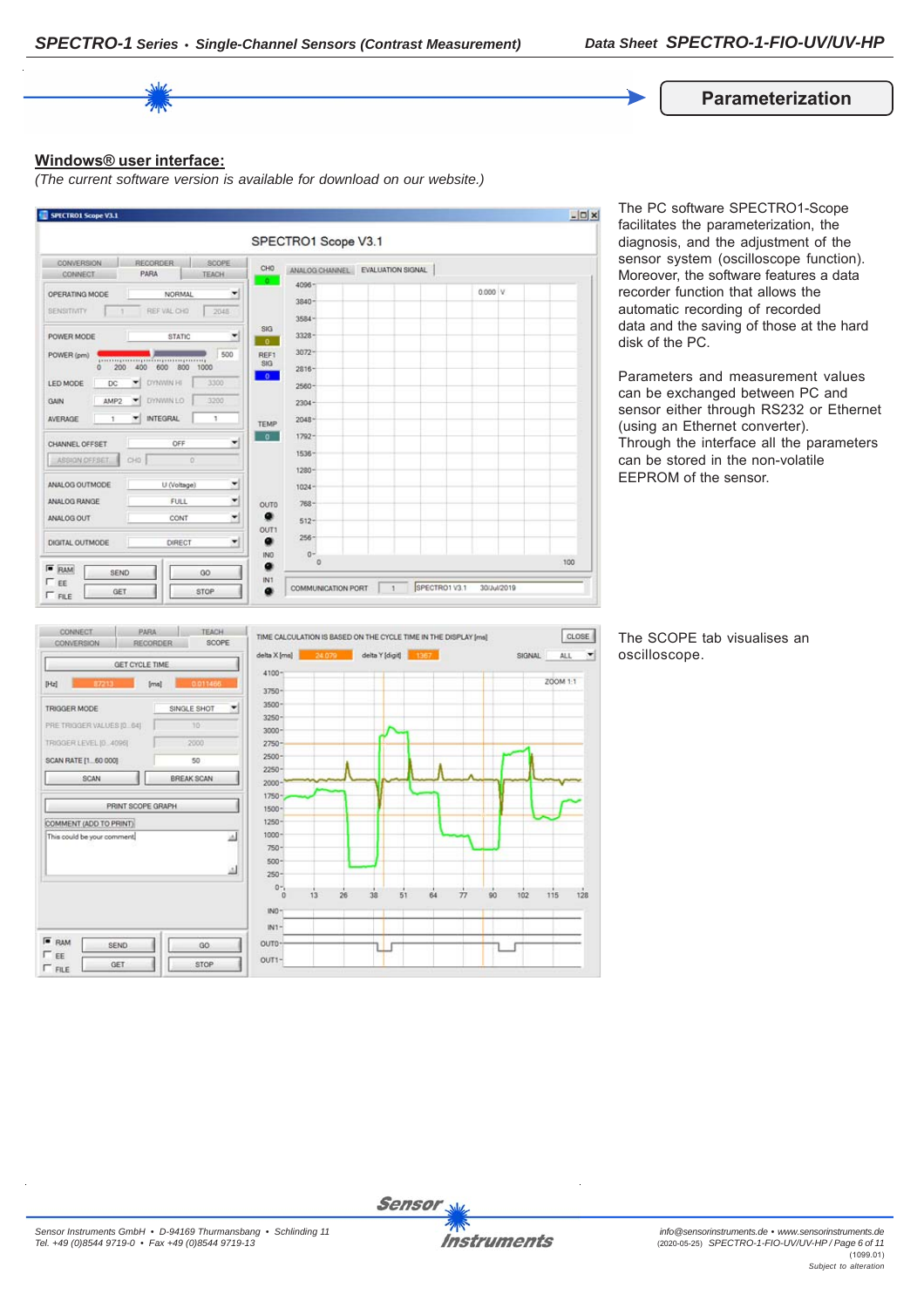## Parameterization

**Windows® user interface:**

*(The current software version is available for download on our website.)*

The PC software SPECTRO1-Scope facilitates the parameterization, the diagnosis, and the adjustment of the sensor system (oscilloscope function). Moreover, the software features a data recorder function that allows the automatic recording of recorded data and the saving of those at the hard disk of the PC.

Parameters and measurement values can be exchanged between PC and sensor either through RS232 or Ethernet (using an Ethernet converter). Through the interface all the parameters can be stored in the non-volatile EEPROM of the sensor.

The SCOPE tab visualises an oscilloscope.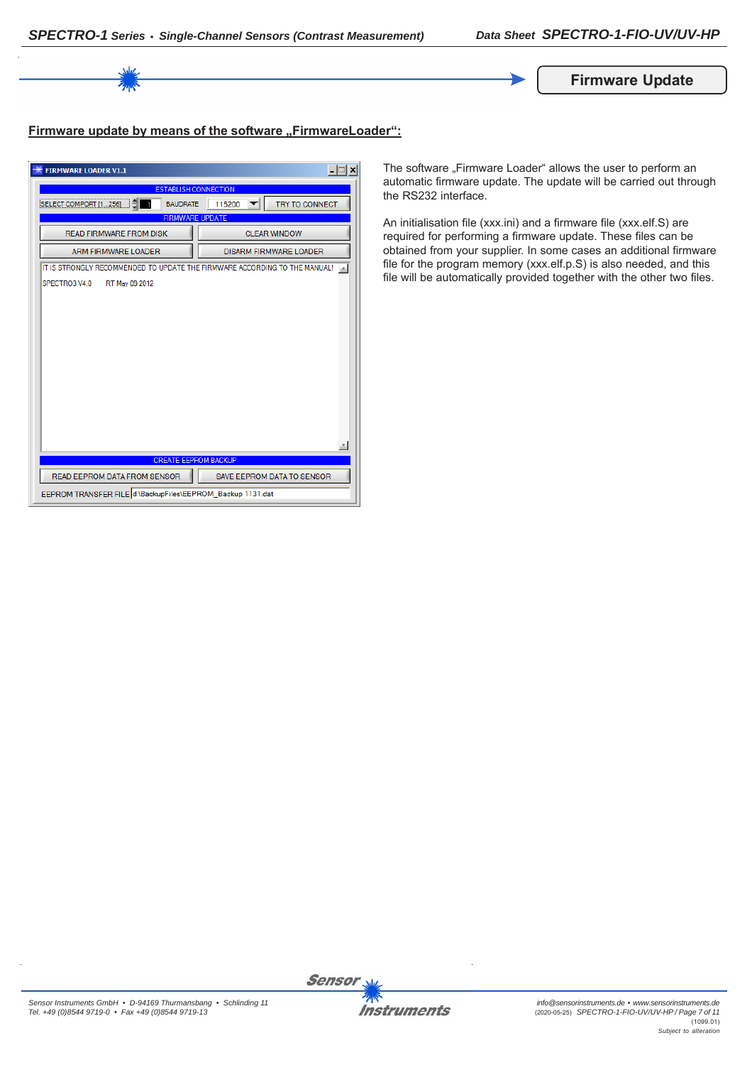## Firmware Update

### Firmware update by means of the software „FirmwareLoader“:

The software „Firmware Loader“ allows the user to perform an automatic firmware update. The update will be carried out through the RS232 interface.

An initialisation file (xxx.ini) and a firmware file (xxx.elf.S) are required for performing a firmware update. These files can be obtained from your supplier. In some cases an additional firmware file for the program memory (xxx.elf.p.S) is also needed, and this file will be automatically provided together with the other two files.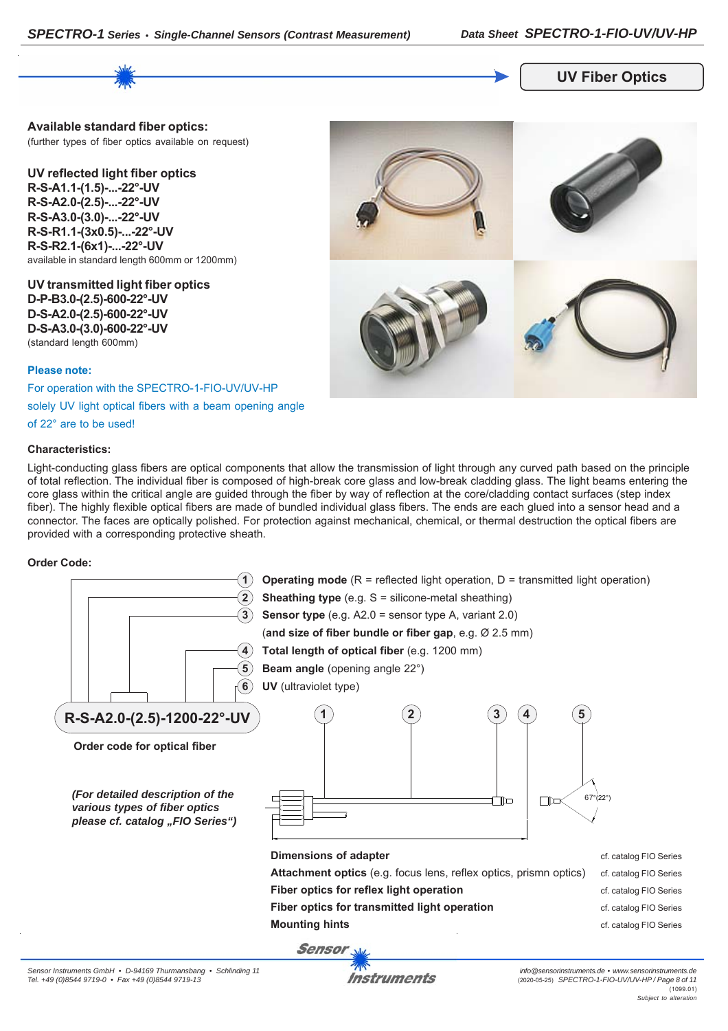## UV Fiber Optics

**Available standard fiber optics:**
(further types of fiber optics available on request)

**UV reflected light fiber optics**
**R-S-A1.1-(1.5)-...-22°-UV**
**R-S-A2.0-(2.5)-...-22°-UV**
**R-S-A3.0-(3.0)-...-22°-UV**
**R-S-R1.1-(3x0.5)-...-22°-UV**
**R-S-R2.1-(6x1)-...-22°-UV**
available in standard length 600mm or 1200mm)

**UV transmitted light fiber optics**
**D-P-B3.0-(2.5)-600-22°-UV**
**D-S-A2.0-(2.5)-600-22°-UV**
**D-S-A3.0-(3.0)-600-22°-UV**
(standard length 600mm)

**Please note:**
For operation with the SPECTRO-1-FIO-UV/UV-HP solely UV light optical fibers with a beam opening angle of 22° are to be used!

**Characteristics:**

Light-conducting glass fibers are optical components that allow the transmission of light through any curved path based on the principle of total reflection. The individual fiber is composed of high-break core glass and low-break cladding glass. The light beams entering the core glass within the critical angle are guided through the fiber by way of reflection at the core/cladding contact surfaces (step index fiber). The highly flexible optical fibers are made of bundled individual glass fibers. The ends are each glued into a sensor head and a connector. The faces are optically polished. For protection against mechanical, chemical, or thermal destruction the optical fibers are provided with a corresponding protective sheath.

**Order Code:**

1. **Operating mode** (R = reflected light operation, D = transmitted light operation)
2. **Sheathing type** (e.g. S = silicone-metal sheathing)
3. **Sensor type** (e.g. A2.0 = sensor type A, variant 2.0) (**and size of fiber bundle or fiber gap**, e.g. Ø 2.5 mm)
4. **Total length of optical fiber** (e.g. 1200 mm)
5. **Beam angle** (opening angle 22°)
6. **UV** (ultraviolet type)

**R-S-A2.0-(2.5)-1200-22°-UV**

**Order code for optical fiber**

*(For detailed description of the various types of fiber optics please cf. catalog „FIO Series")*

67°(22°)

| | |
|---|---|
| **Dimensions of adapter** | cf. catalog FIO Series |
| **Attachment optics** (e.g. focus lens, reflex optics, prismn optics) | cf. catalog FIO Series |
| **Fiber optics for reflex light operation** | cf. catalog FIO Series |
| **Fiber optics for transmitted light operation** | cf. catalog FIO Series |
| **Mounting hints** | cf. catalog FIO Series |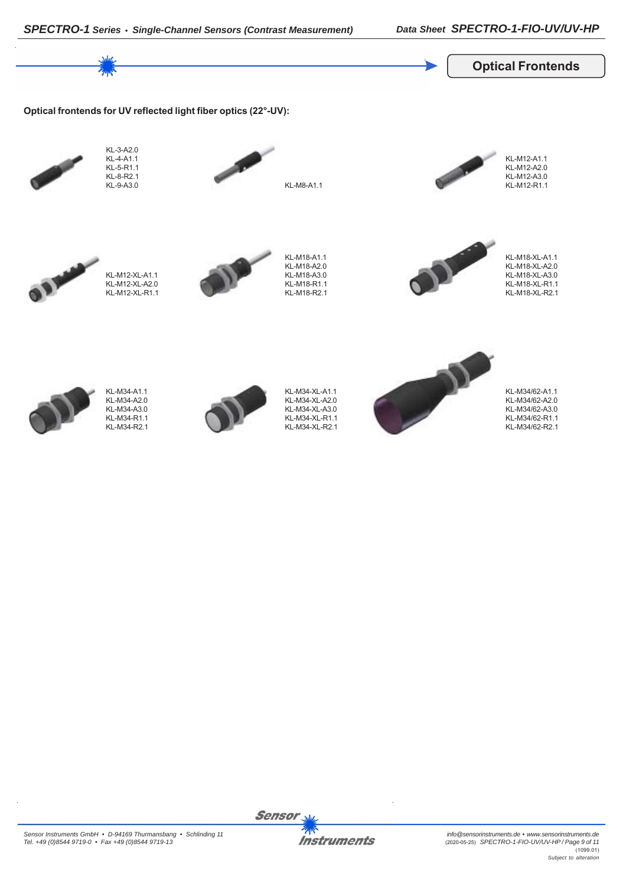## Optical Frontends

**Optical frontends for UV reflected light fiber optics (22°-UV):**

KL-3-A2.0
KL-4-A1.1
KL-5-R1.1
KL-8-R2.1
KL-9-A3.0

KL-M8-A1.1

KL-M12-A1.1
KL-M12-A2.0
KL-M12-A3.0
KL-M12-R1.1

KL-M12-XL-A1.1
KL-M12-XL-A2.0
KL-M12-XL-R1.1

KL-M18-A1.1
KL-M18-A2.0
KL-M18-A3.0
KL-M18-R1.1
KL-M18-R2.1

KL-M18-XL-A1.1
KL-M18-XL-A2.0
KL-M18-XL-A3.0
KL-M18-XL-R1.1
KL-M18-XL-R2.1

KL-M34-A1.1
KL-M34-A2.0
KL-M34-A3.0
KL-M34-R1.1
KL-M34-R2.1

KL-M34-XL-A1.1
KL-M34-XL-A2.0
KL-M34-XL-A3.0
KL-M34-XL-R1.1
KL-M34-XL-R2.1

KL-M34/62-A1.1
KL-M34/62-A2.0
KL-M34/62-A3.0
KL-M34/62-R1.1
KL-M34/62-R2.1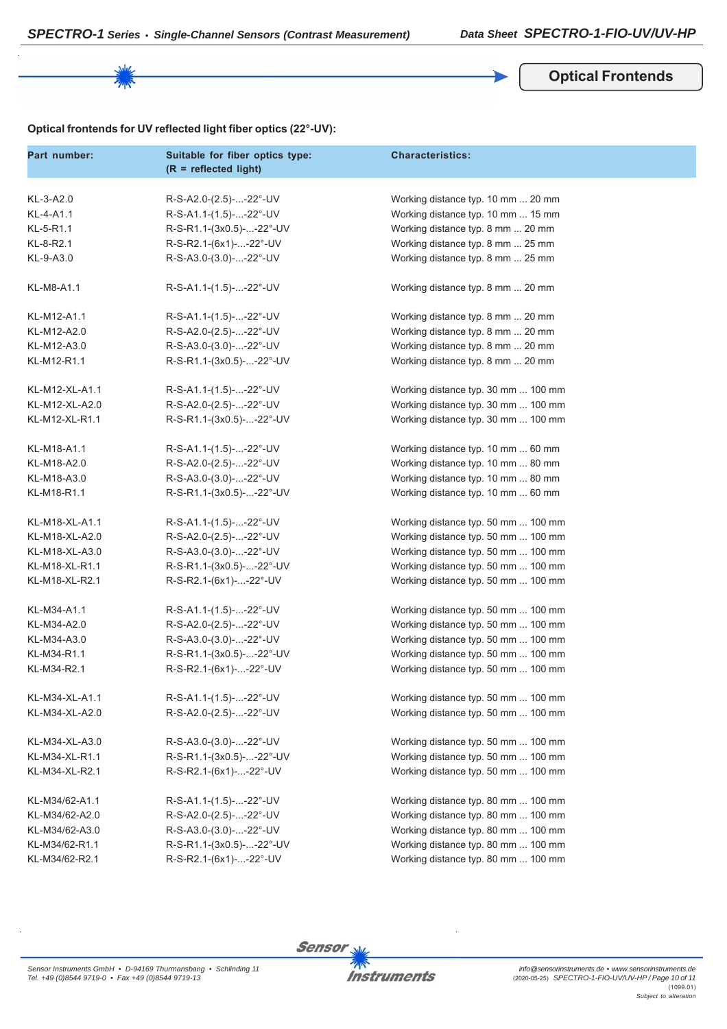## Optical Frontends

### Optical frontends for UV reflected light fiber optics (22°-UV):

| Part number: | Suitable for fiber optics type: (R = reflected light) | Characteristics: |
|---|---|---|
| KL-3-A2.0 | R-S-A2.0-(2.5)-...-22°-UV | Working distance typ. 10 mm ... 20 mm |
| KL-4-A1.1 | R-S-A1.1-(1.5)-...-22°-UV | Working distance typ. 10 mm ... 15 mm |
| KL-5-R1.1 | R-S-R1.1-(3x0.5)-...-22°-UV | Working distance typ. 8 mm ... 20 mm |
| KL-8-R2.1 | R-S-R2.1-(6x1)-...-22°-UV | Working distance typ. 8 mm ... 25 mm |
| KL-9-A3.0 | R-S-A3.0-(3.0)-...-22°-UV | Working distance typ. 8 mm ... 25 mm |
| KL-M8-A1.1 | R-S-A1.1-(1.5)-...-22°-UV | Working distance typ. 8 mm ... 20 mm |
| KL-M12-A1.1 | R-S-A1.1-(1.5)-...-22°-UV | Working distance typ. 8 mm ... 20 mm |
| KL-M12-A2.0 | R-S-A2.0-(2.5)-...-22°-UV | Working distance typ. 8 mm ... 20 mm |
| KL-M12-A3.0 | R-S-A3.0-(3.0)-...-22°-UV | Working distance typ. 8 mm ... 20 mm |
| KL-M12-R1.1 | R-S-R1.1-(3x0.5)-...-22°-UV | Working distance typ. 8 mm ... 20 mm |
| KL-M12-XL-A1.1 | R-S-A1.1-(1.5)-...-22°-UV | Working distance typ. 30 mm ... 100 mm |
| KL-M12-XL-A2.0 | R-S-A2.0-(2.5)-...-22°-UV | Working distance typ. 30 mm ... 100 mm |
| KL-M12-XL-R1.1 | R-S-R1.1-(3x0.5)-...-22°-UV | Working distance typ. 30 mm ... 100 mm |
| KL-M18-A1.1 | R-S-A1.1-(1.5)-...-22°-UV | Working distance typ. 10 mm ... 60 mm |
| KL-M18-A2.0 | R-S-A2.0-(2.5)-...-22°-UV | Working distance typ. 10 mm ... 80 mm |
| KL-M18-A3.0 | R-S-A3.0-(3.0)-...-22°-UV | Working distance typ. 10 mm ... 80 mm |
| KL-M18-R1.1 | R-S-R1.1-(3x0.5)-...-22°-UV | Working distance typ. 10 mm ... 60 mm |
| KL-M18-XL-A1.1 | R-S-A1.1-(1.5)-...-22°-UV | Working distance typ. 50 mm ... 100 mm |
| KL-M18-XL-A2.0 | R-S-A2.0-(2.5)-...-22°-UV | Working distance typ. 50 mm ... 100 mm |
| KL-M18-XL-A3.0 | R-S-A3.0-(3.0)-...-22°-UV | Working distance typ. 50 mm ... 100 mm |
| KL-M18-XL-R1.1 | R-S-R1.1-(3x0.5)-...-22°-UV | Working distance typ. 50 mm ... 100 mm |
| KL-M18-XL-R2.1 | R-S-R2.1-(6x1)-...-22°-UV | Working distance typ. 50 mm ... 100 mm |
| KL-M34-A1.1 | R-S-A1.1-(1.5)-...-22°-UV | Working distance typ. 50 mm ... 100 mm |
| KL-M34-A2.0 | R-S-A2.0-(2.5)-...-22°-UV | Working distance typ. 50 mm ... 100 mm |
| KL-M34-A3.0 | R-S-A3.0-(3.0)-...-22°-UV | Working distance typ. 50 mm ... 100 mm |
| KL-M34-R1.1 | R-S-R1.1-(3x0.5)-...-22°-UV | Working distance typ. 50 mm ... 100 mm |
| KL-M34-R2.1 | R-S-R2.1-(6x1)-...-22°-UV | Working distance typ. 50 mm ... 100 mm |
| KL-M34-XL-A1.1 | R-S-A1.1-(1.5)-...-22°-UV | Working distance typ. 50 mm ... 100 mm |
| KL-M34-XL-A2.0 | R-S-A2.0-(2.5)-...-22°-UV | Working distance typ. 50 mm ... 100 mm |
| KL-M34-XL-A3.0 | R-S-A3.0-(3.0)-...-22°-UV | Working distance typ. 50 mm ... 100 mm |
| KL-M34-XL-R1.1 | R-S-R1.1-(3x0.5)-...-22°-UV | Working distance typ. 50 mm ... 100 mm |
| KL-M34-XL-R2.1 | R-S-R2.1-(6x1)-...-22°-UV | Working distance typ. 50 mm ... 100 mm |
| KL-M34/62-A1.1 | R-S-A1.1-(1.5)-...-22°-UV | Working distance typ. 80 mm ... 100 mm |
| KL-M34/62-A2.0 | R-S-A2.0-(2.5)-...-22°-UV | Working distance typ. 80 mm ... 100 mm |
| KL-M34/62-A3.0 | R-S-A3.0-(3.0)-...-22°-UV | Working distance typ. 80 mm ... 100 mm |
| KL-M34/62-R1.1 | R-S-R1.1-(3x0.5)-...-22°-UV | Working distance typ. 80 mm ... 100 mm |
| KL-M34/62-R2.1 | R-S-R2.1-(6x1)-...-22°-UV | Working distance typ. 80 mm ... 100 mm |